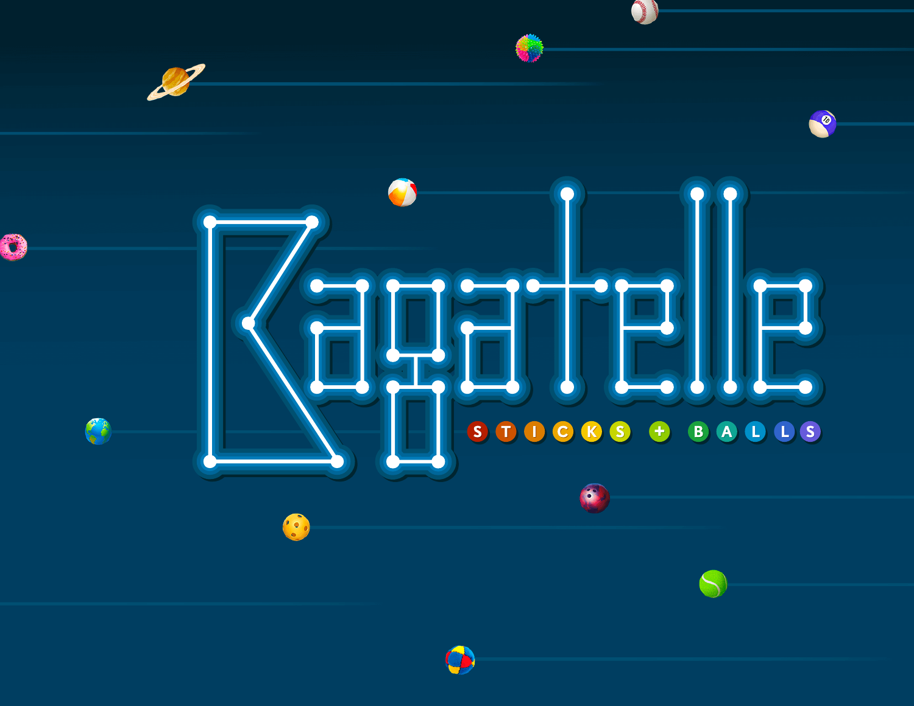# Bagatelle

STICKS + BALLS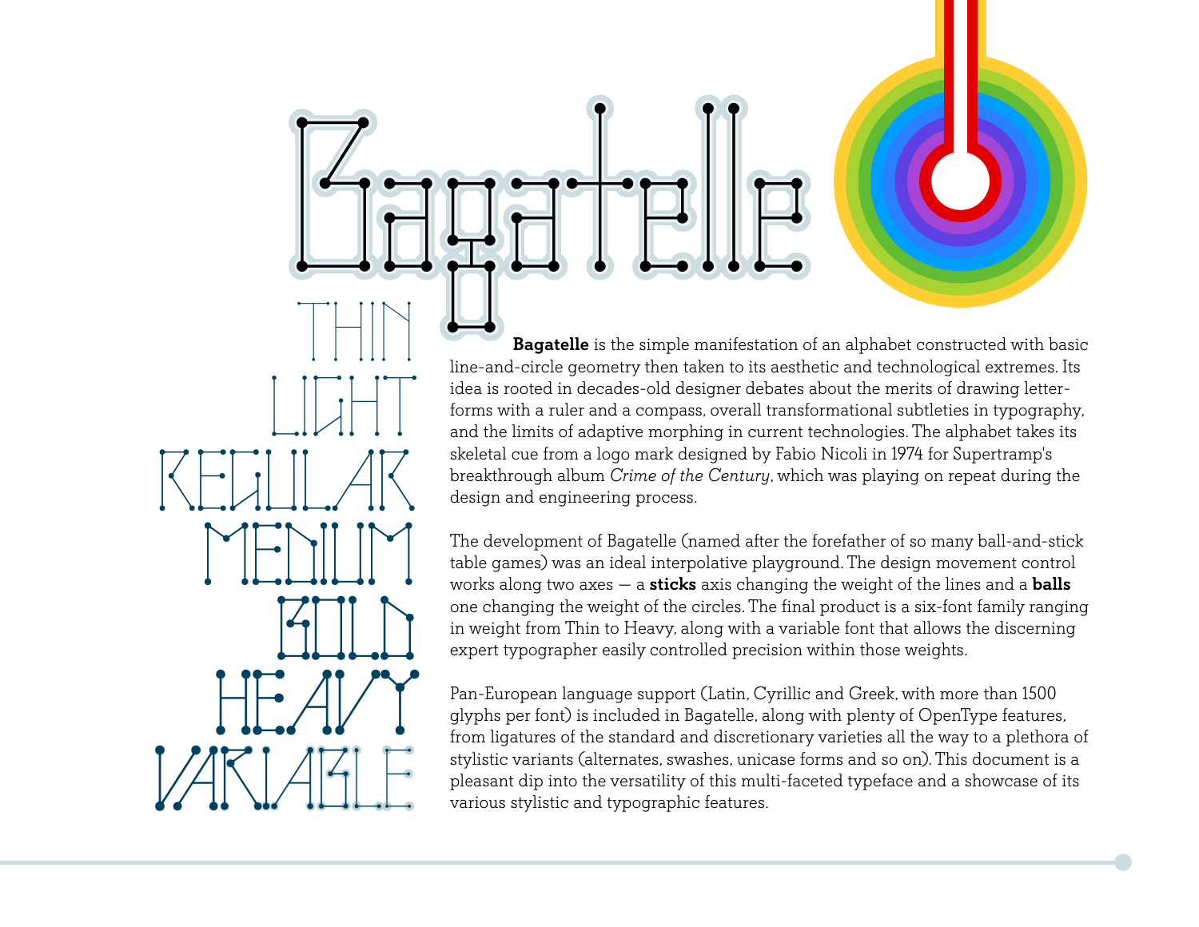# Bagatelle

THIN
LIGHT
REGULAR
MEDIUM
BOLD
HEAVY
VARIABLE

**Bagatelle** is the simple manifestation of an alphabet constructed with basic line-and-circle geometry then taken to its aesthetic and technological extremes. Its idea is rooted in decades-old designer debates about the merits of drawing letter-forms with a ruler and a compass, overall transformational subtleties in typography, and the limits of adaptive morphing in current technologies. The alphabet takes its skeletal cue from a logo mark designed by Fabio Nicoli in 1974 for Supertramp's breakthrough album *Crime of the Century*, which was playing on repeat during the design and engineering process.

The development of Bagatelle (named after the forefather of so many ball-and-stick table games) was an ideal interpolative playground. The design movement control works along two axes — a **sticks** axis changing the weight of the lines and a **balls** one changing the weight of the circles. The final product is a six-font family ranging in weight from Thin to Heavy, along with a variable font that allows the discerning expert typographer easily controlled precision within those weights.

Pan-European language support (Latin, Cyrillic and Greek, with more than 1500 glyphs per font) is included in Bagatelle, along with plenty of OpenType features, from ligatures of the standard and discretionary varieties all the way to a plethora of stylistic variants (alternates, swashes, unicase forms and so on). This document is a pleasant dip into the versatility of this multi-faceted typeface and a showcase of its various stylistic and typographic features.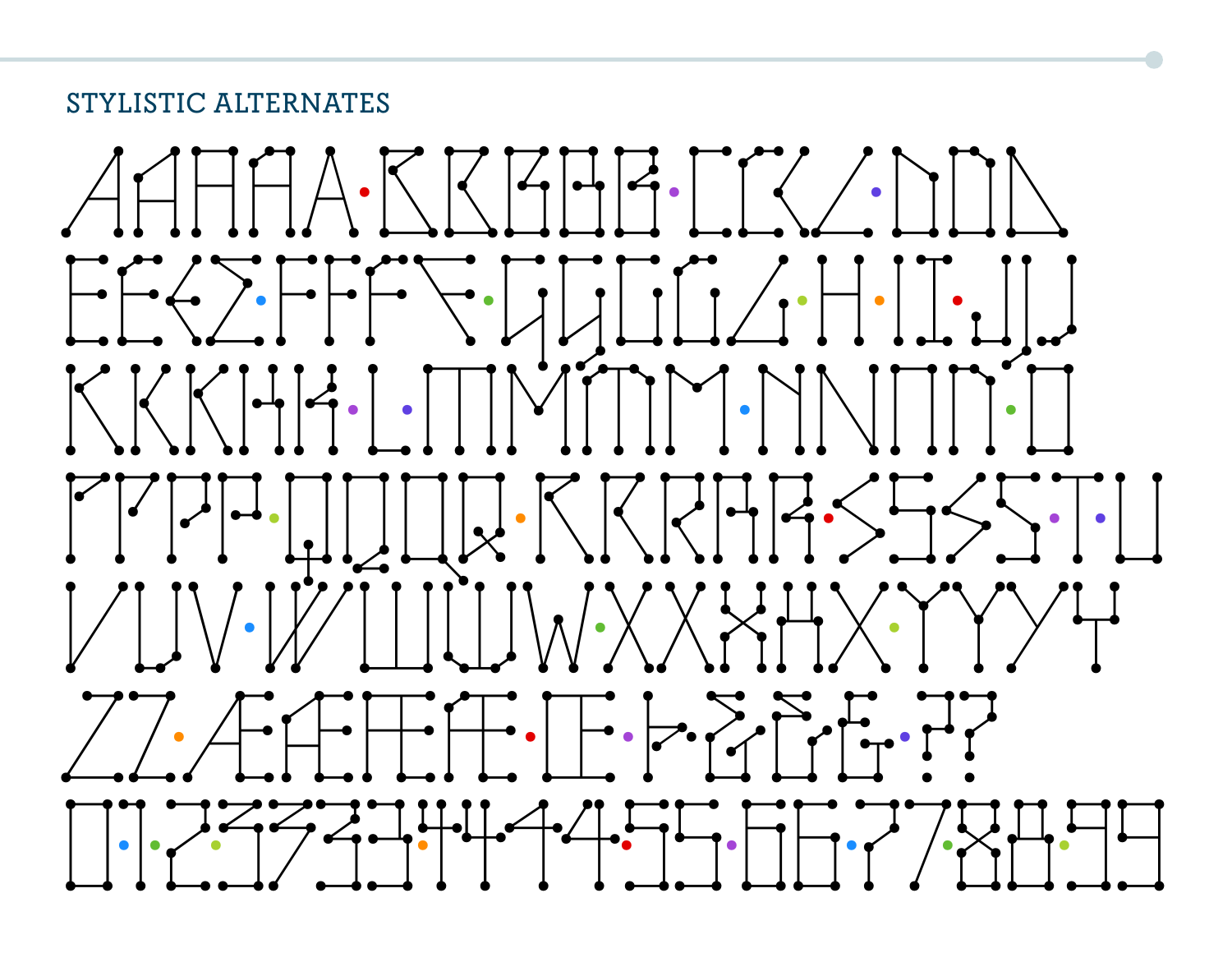## STYLISTIC ALTERNATES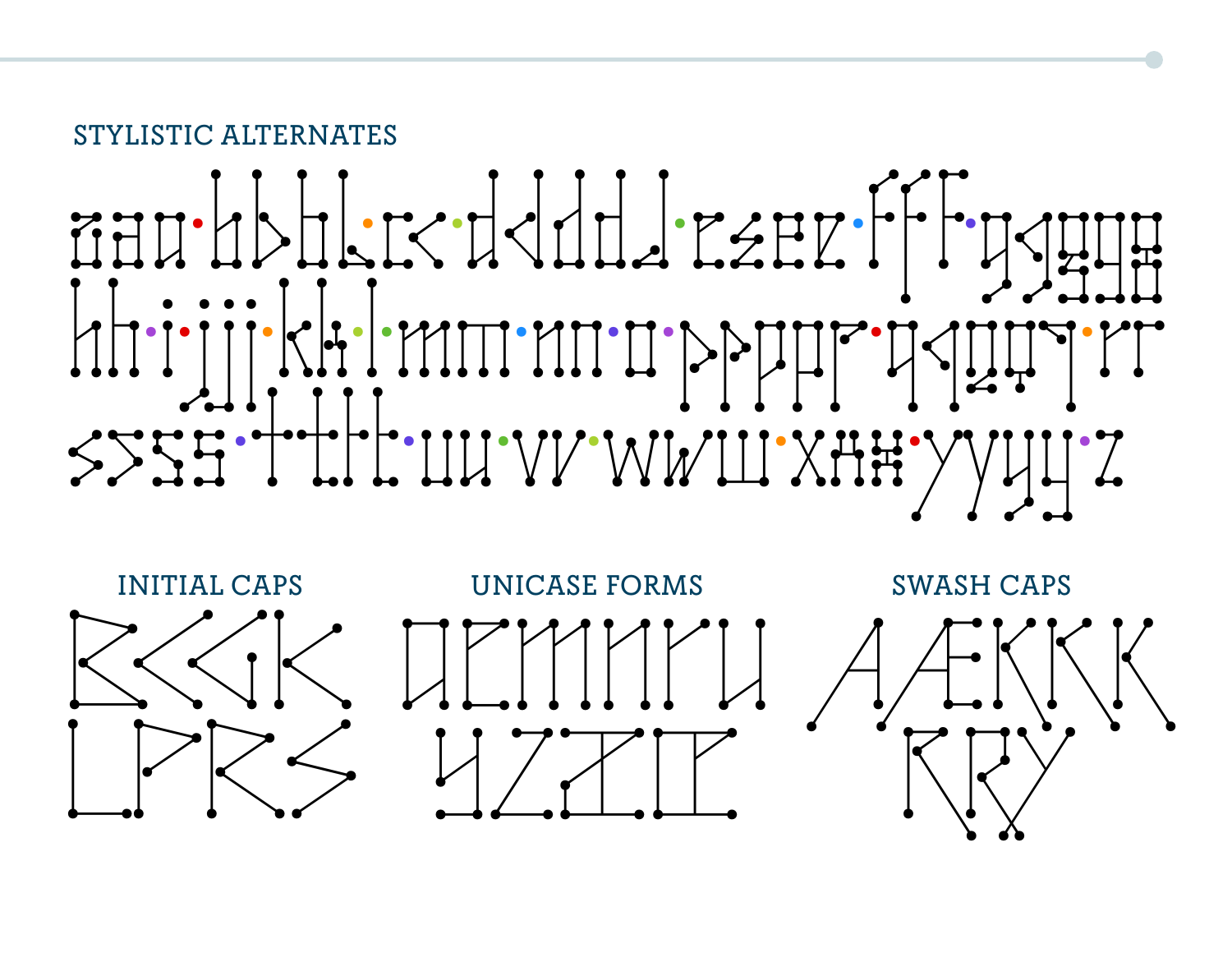## STYLISTIC ALTERNATES

## INITIAL CAPS

## UNICASE FORMS

## SWASH CAPS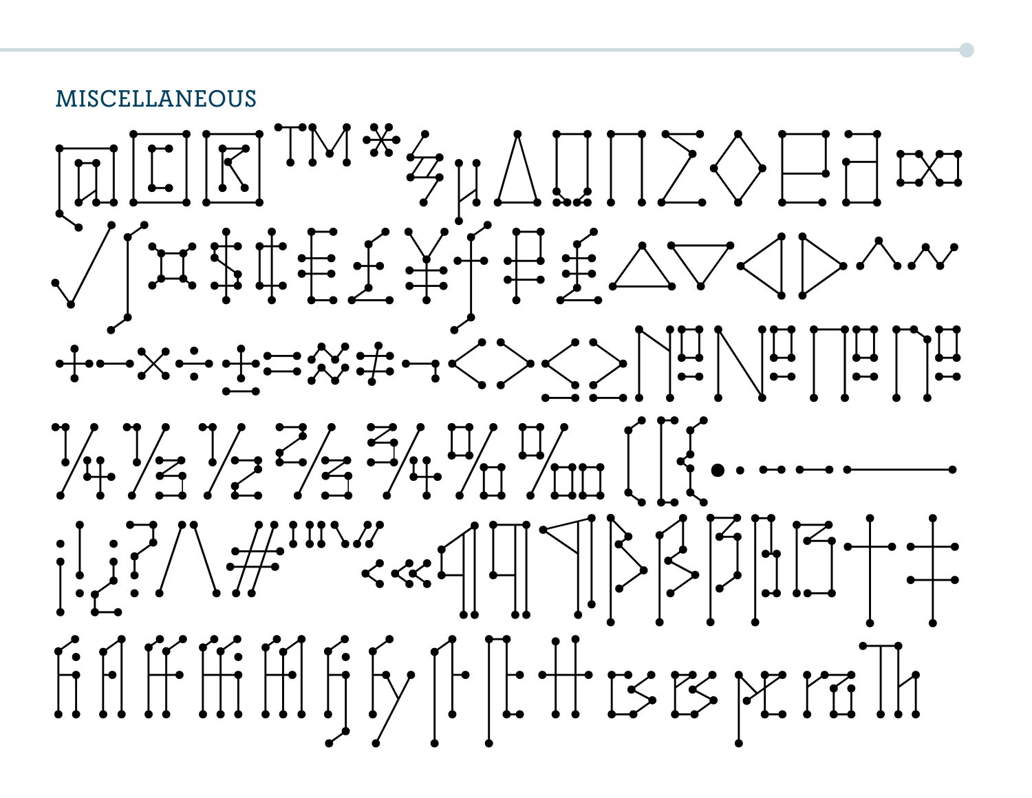## MISCELLANEOUS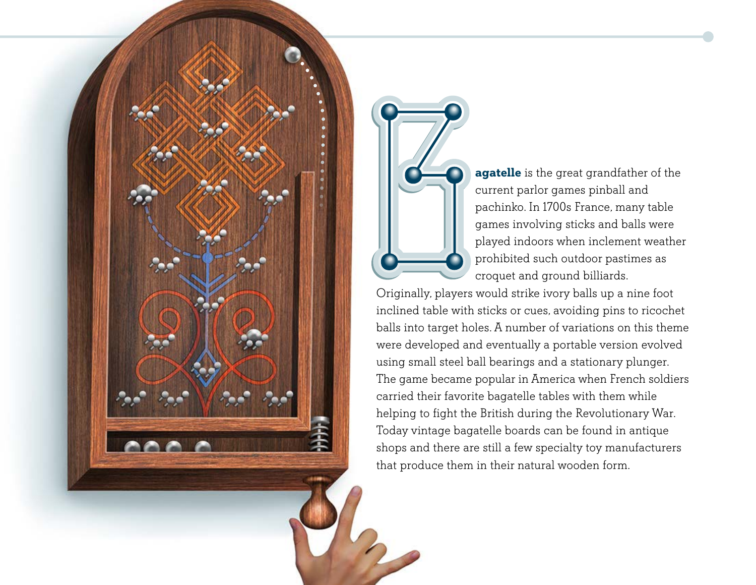**Bagatelle** is the great grandfather of the current parlor games pinball and pachinko. In 1700s France, many table games involving sticks and balls were played indoors when inclement weather prohibited such outdoor pastimes as croquet and ground billiards. Originally, players would strike ivory balls up a nine foot inclined table with sticks or cues, avoiding pins to ricochet balls into target holes. A number of variations on this theme were developed and eventually a portable version evolved using small steel ball bearings and a stationary plunger. The game became popular in America when French soldiers carried their favorite bagatelle tables with them while helping to fight the British during the Revolutionary War. Today vintage bagatelle boards can be found in antique shops and there are still a few specialty toy manufacturers that produce them in their natural wooden form.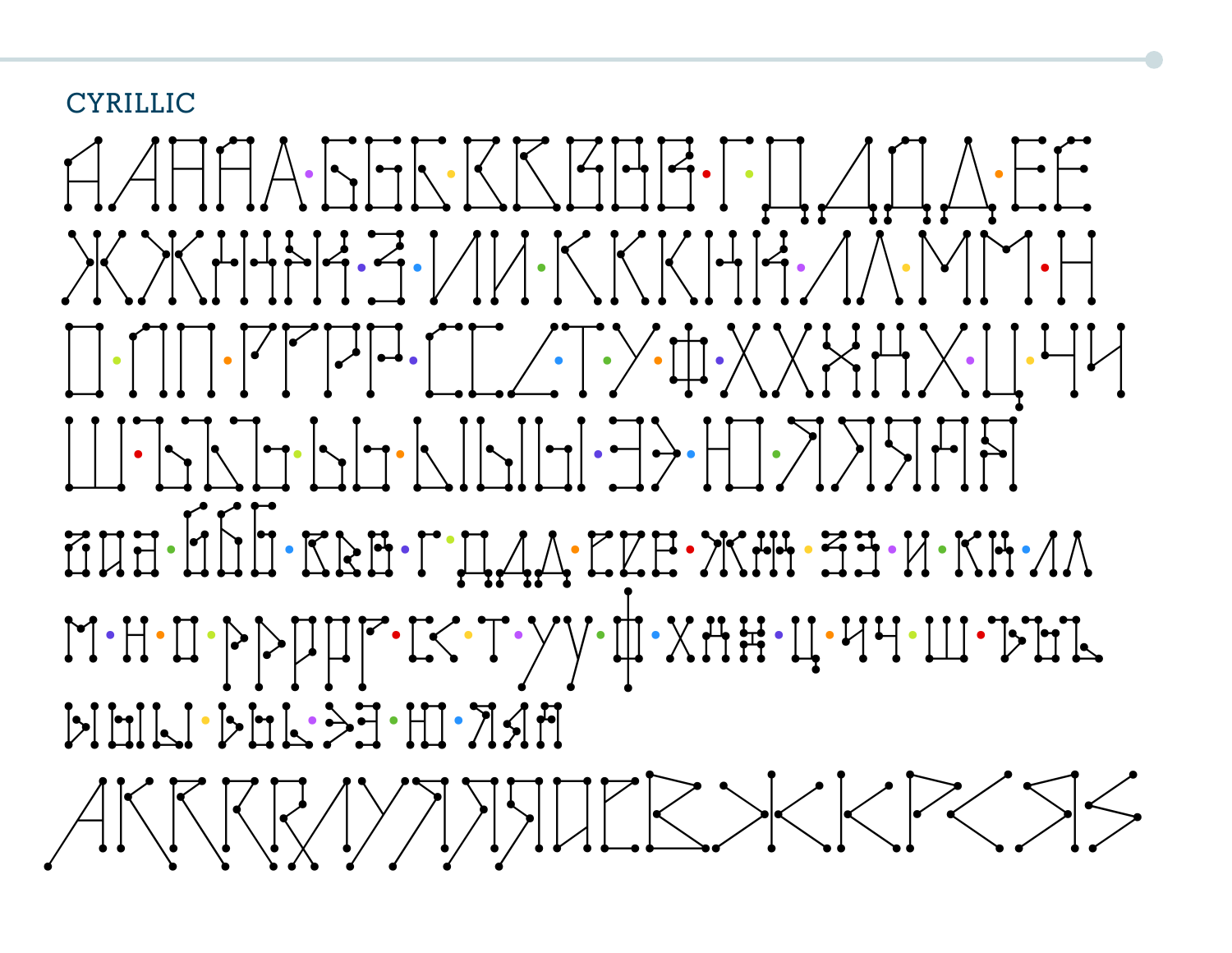## CYRILLIC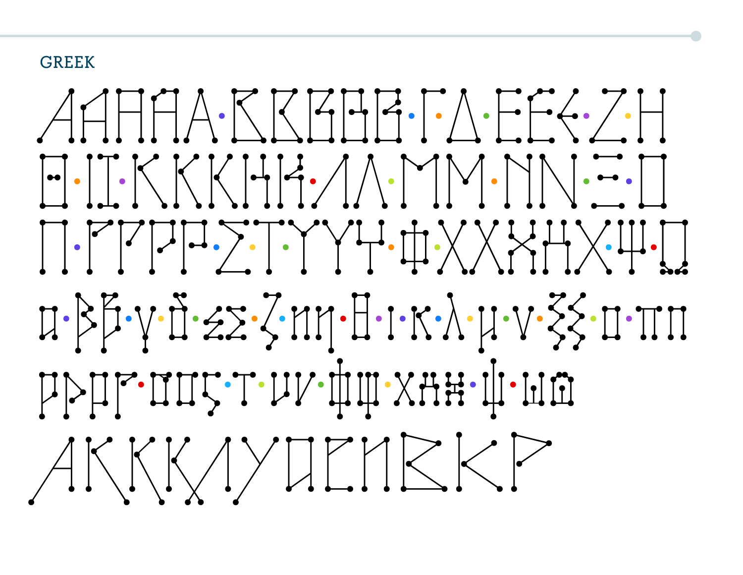## GREEK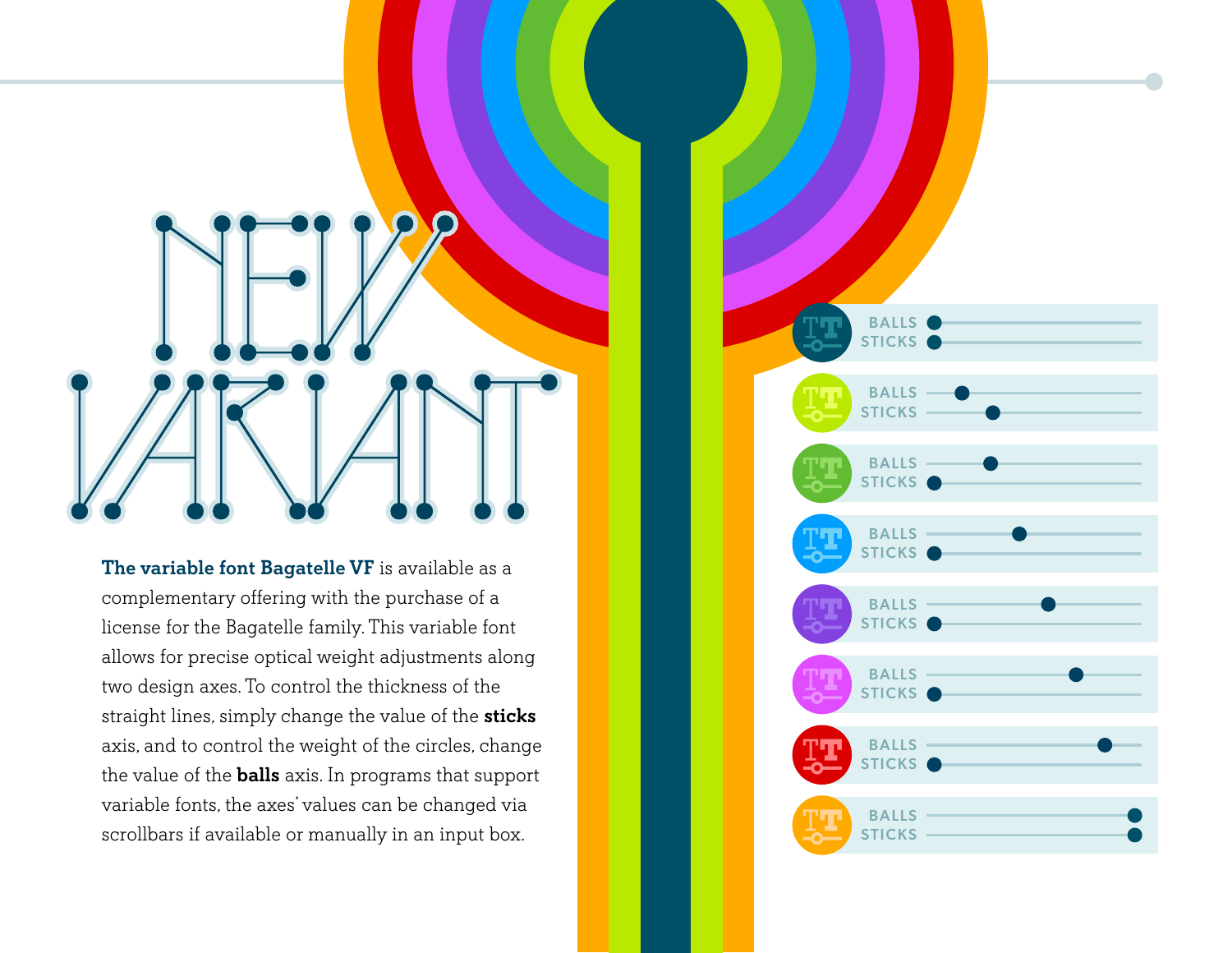# NEW VARIANT

**The variable font Bagatelle VF** is available as a complementary offering with the purchase of a license for the Bagatelle family. This variable font allows for precise optical weight adjustments along two design axes. To control the thickness of the straight lines, simply change the value of the **sticks** axis, and to control the weight of the circles, change the value of the **balls** axis. In programs that support variable fonts, the axes' values can be changed via scrollbars if available or manually in an input box.

BALLS
STICKS

BALLS
STICKS

BALLS
STICKS

BALLS
STICKS

BALLS
STICKS

BALLS
STICKS

BALLS
STICKS

BALLS
STICKS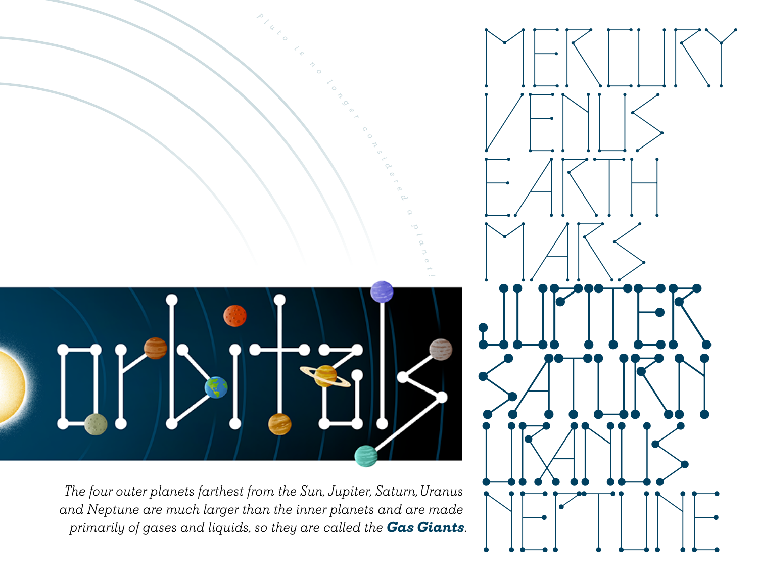pluto is no longer considered a planet!

orbitals

The four outer planets farthest from the Sun, Jupiter, Saturn, Uranus and Neptune are much larger than the inner planets and are made primarily of gases and liquids, so they are called the ***Gas Giants***.

MERCURY
VENUS
EARTH
MARS
JUPITER
SATURN
URANUS
NEPTUNE